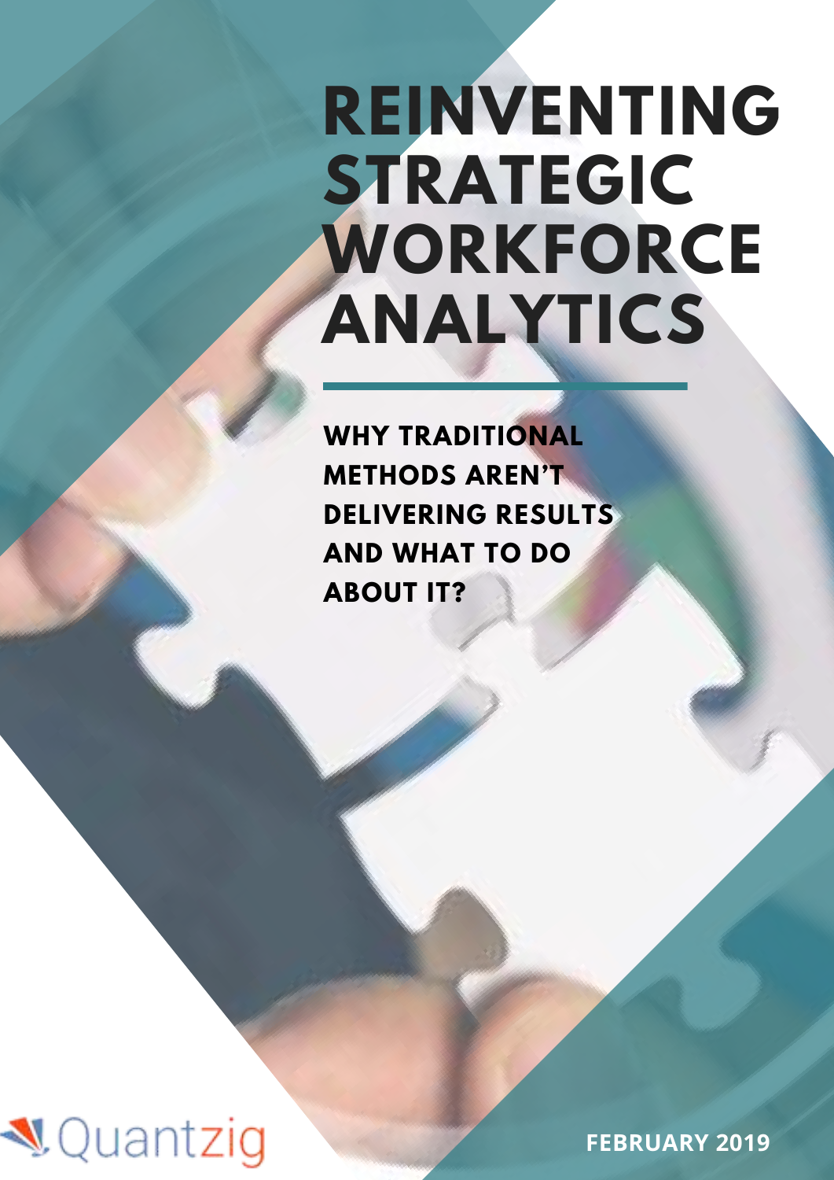# REINVENTING STRATEGIC WORKFORCE ANALYTICS

## WHY TRADITIONAL METHODS AREN'T DELIVERING RESULTS AND WHAT TO DO ABOUT IT?

Quantzig

FEBRUARY 2019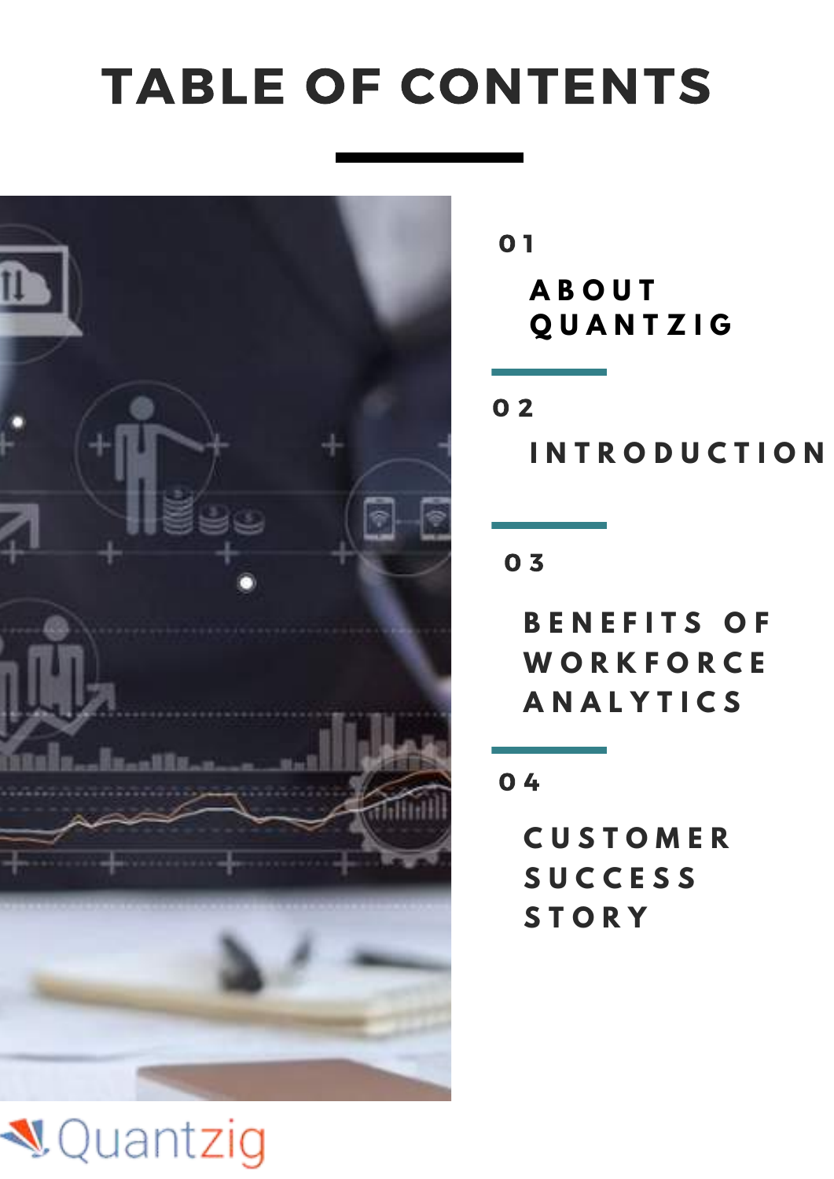# TABLE OF CONTENTS

01

ABOUT QUANTZIG

02

INTRODUCTION

03

BENEFITS OF WORKFORCE ANALYTICS

04

CUSTOMER SUCCESS STORY

Quantzig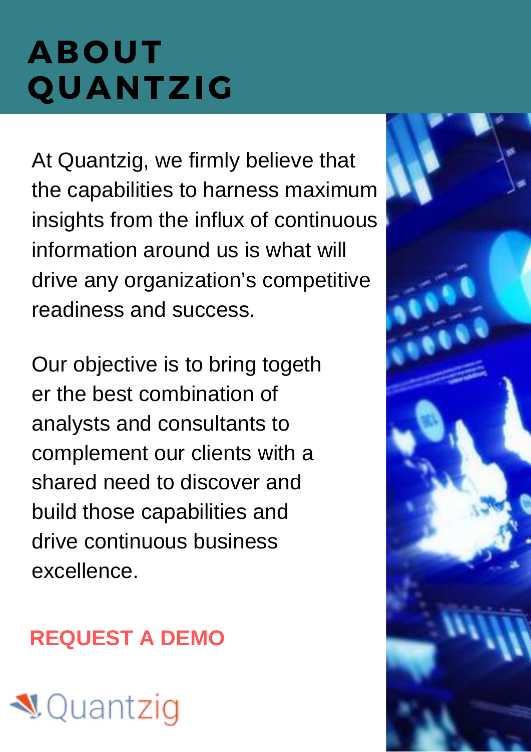# ABOUT QUANTZIG

At Quantzig, we firmly believe that the capabilities to harness maximum insights from the influx of continuous information around us is what will drive any organization's competitive readiness and success.

Our objective is to bring togeth er the best combination of analysts and consultants to complement our clients with a shared need to discover and build those capabilities and drive continuous business excellence.

**REQUEST A DEMO**

Quantzig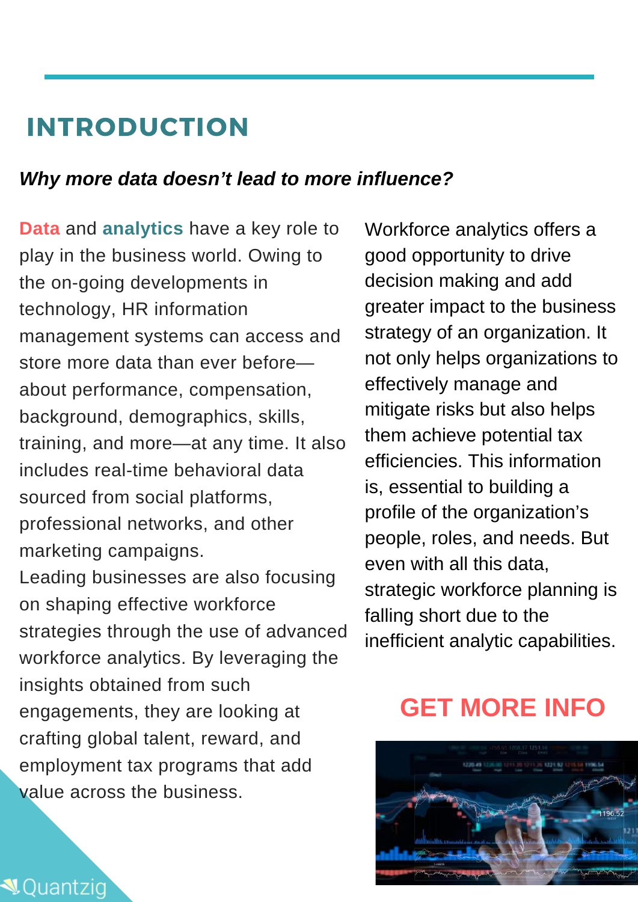# INTRODUCTION

***Why more data doesn't lead to more influence?***

**Data** and **analytics** have a key role to play in the business world. Owing to the on-going developments in technology, HR information management systems can access and store more data than ever before—about performance, compensation, background, demographics, skills, training, and more—at any time. It also includes real-time behavioral data sourced from social platforms, professional networks, and other marketing campaigns.
Leading businesses are also focusing on shaping effective workforce strategies through the use of advanced workforce analytics. By leveraging the insights obtained from such engagements, they are looking at crafting global talent, reward, and employment tax programs that add value across the business.

Workforce analytics offers a good opportunity to drive decision making and add greater impact to the business strategy of an organization. It not only helps organizations to effectively manage and mitigate risks but also helps them achieve potential tax efficiencies. This information is, essential to building a profile of the organization's people, roles, and needs. But even with all this data, strategic workforce planning is falling short due to the inefficient analytic capabilities.

**GET MORE INFO**

Quantzig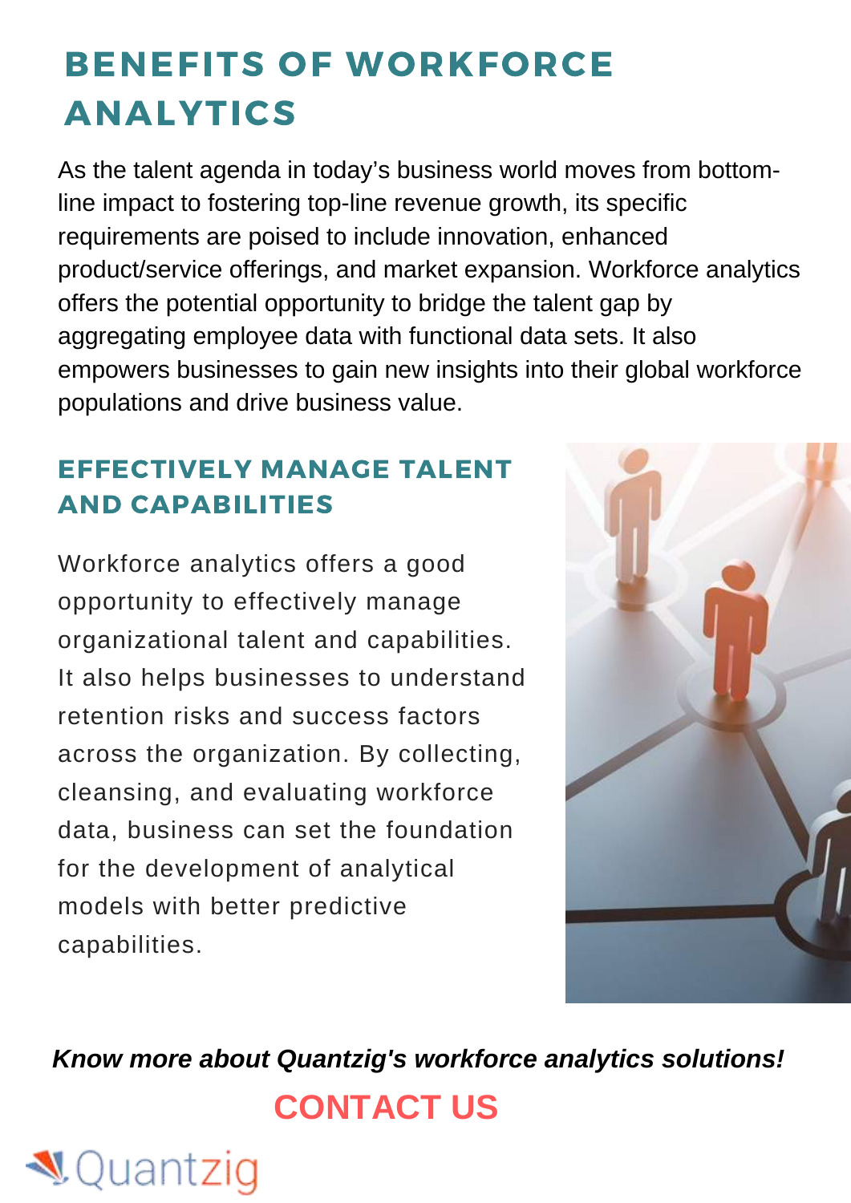# BENEFITS OF WORKFORCE ANALYTICS

As the talent agenda in today's business world moves from bottom-line impact to fostering top-line revenue growth, its specific requirements are poised to include innovation, enhanced product/service offerings, and market expansion. Workforce analytics offers the potential opportunity to bridge the talent gap by aggregating employee data with functional data sets. It also empowers businesses to gain new insights into their global workforce populations and drive business value.

## EFFECTIVELY MANAGE TALENT AND CAPABILITIES

Workforce analytics offers a good opportunity to effectively manage organizational talent and capabilities. It also helps businesses to understand retention risks and success factors across the organization. By collecting, cleansing, and evaluating workforce data, business can set the foundation for the development of analytical models with better predictive capabilities.

***Know more about Quantzig's workforce analytics solutions!***

**CONTACT US**

Quantzig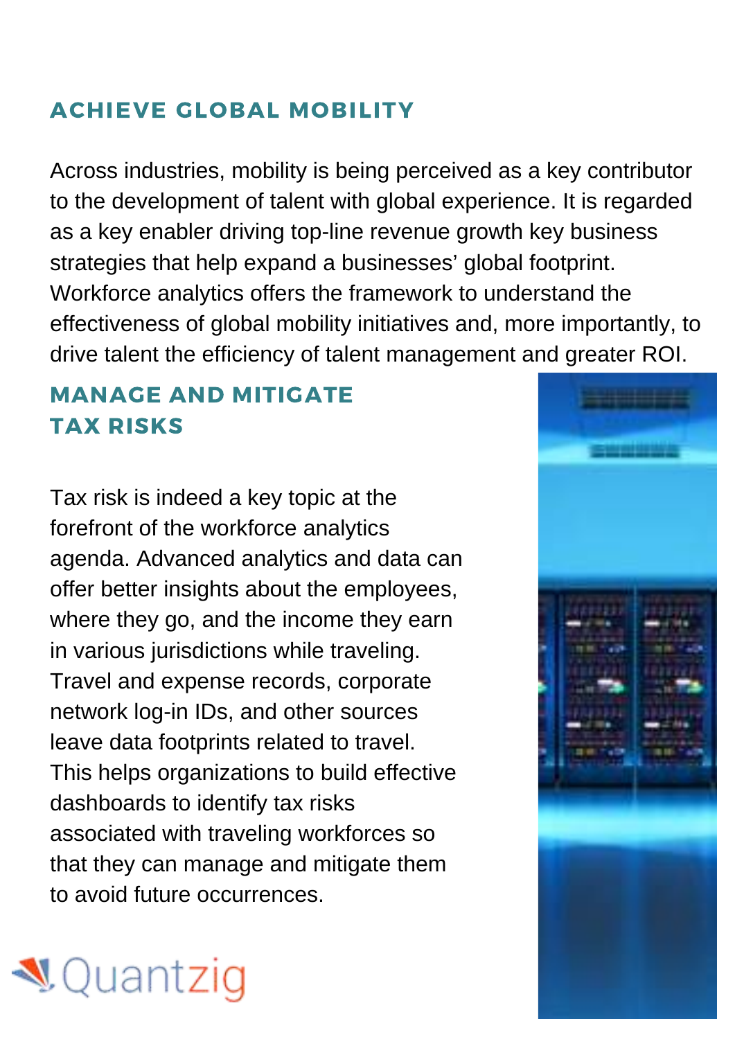## ACHIEVE GLOBAL MOBILITY

Across industries, mobility is being perceived as a key contributor to the development of talent with global experience. It is regarded as a key enabler driving top-line revenue growth key business strategies that help expand a businesses' global footprint. Workforce analytics offers the framework to understand the effectiveness of global mobility initiatives and, more importantly, to drive talent the efficiency of talent management and greater ROI.

## MANAGE AND MITIGATE TAX RISKS

Tax risk is indeed a key topic at the forefront of the workforce analytics agenda. Advanced analytics and data can offer better insights about the employees, where they go, and the income they earn in various jurisdictions while traveling. Travel and expense records, corporate network log-in IDs, and other sources leave data footprints related to travel. This helps organizations to build effective dashboards to identify tax risks associated with traveling workforces so that they can manage and mitigate them to avoid future occurrences.

Quantzig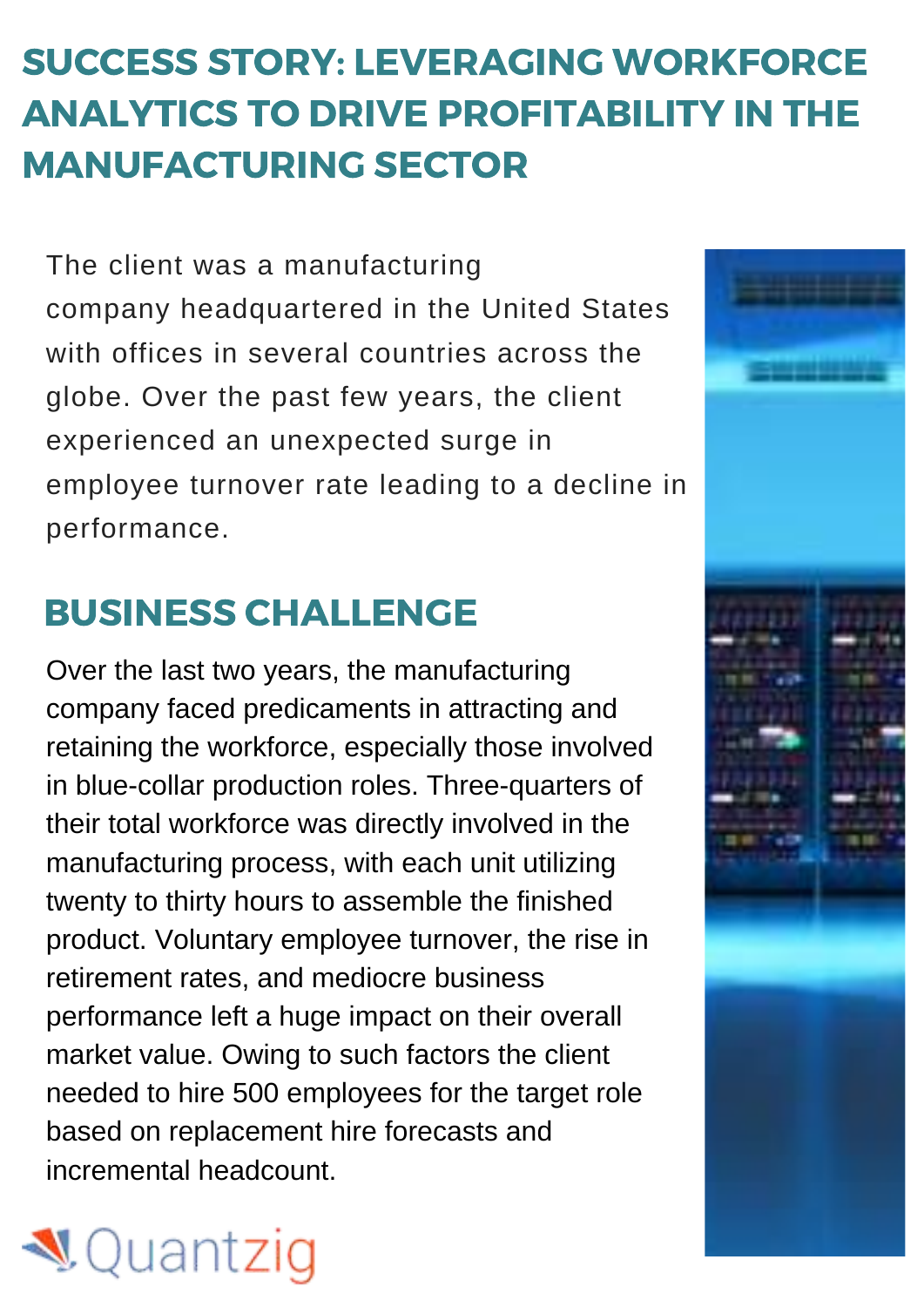# SUCCESS STORY: LEVERAGING WORKFORCE ANALYTICS TO DRIVE PROFITABILITY IN THE MANUFACTURING SECTOR

The client was a manufacturing company headquartered in the United States with offices in several countries across the globe. Over the past few years, the client experienced an unexpected surge in employee turnover rate leading to a decline in performance.

## BUSINESS CHALLENGE

Over the last two years, the manufacturing company faced predicaments in attracting and retaining the workforce, especially those involved in blue-collar production roles. Three-quarters of their total workforce was directly involved in the manufacturing process, with each unit utilizing twenty to thirty hours to assemble the finished product. Voluntary employee turnover, the rise in retirement rates, and mediocre business performance left a huge impact on their overall market value. Owing to such factors the client needed to hire 500 employees for the target role based on replacement hire forecasts and incremental headcount.

Quantzig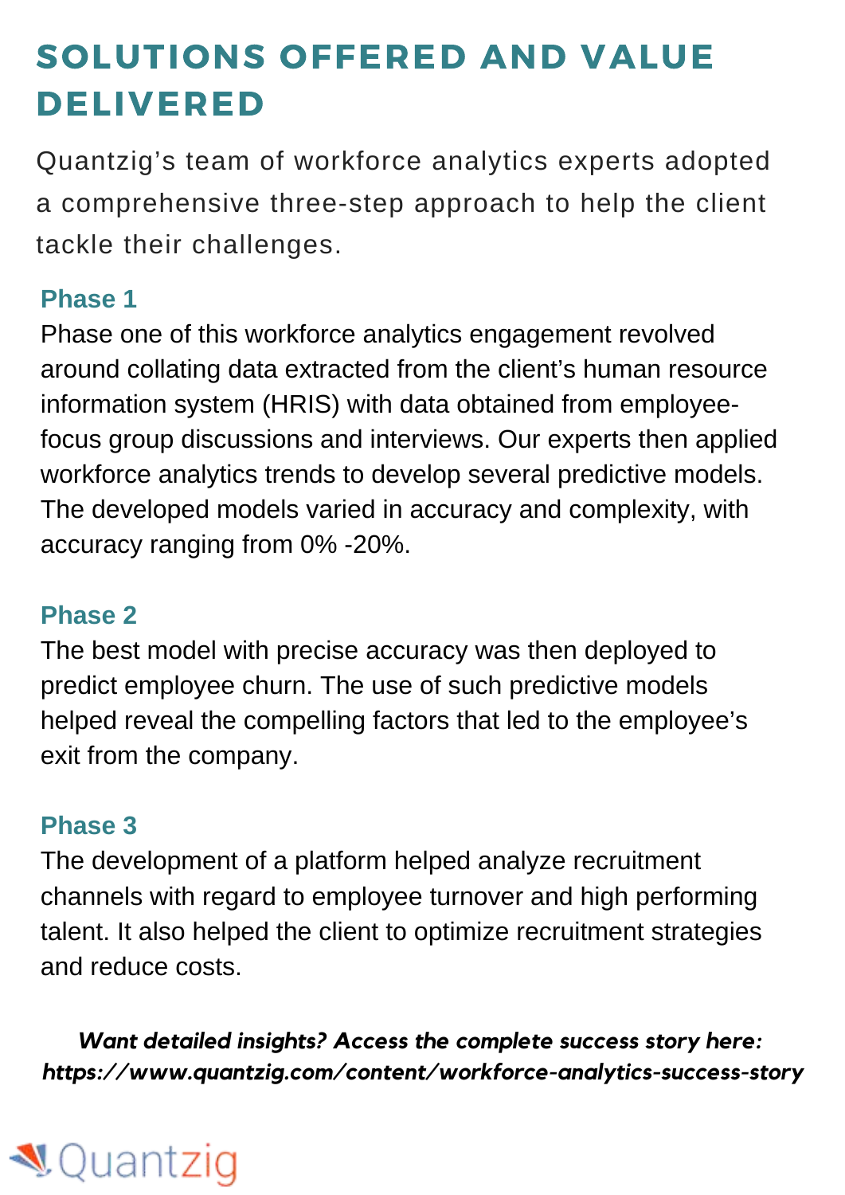# SOLUTIONS OFFERED AND VALUE DELIVERED

Quantzig's team of workforce analytics experts adopted a comprehensive three-step approach to help the client tackle their challenges.

### Phase 1

Phase one of this workforce analytics engagement revolved around collating data extracted from the client's human resource information system (HRIS) with data obtained from employee-focus group discussions and interviews. Our experts then applied workforce analytics trends to develop several predictive models. The developed models varied in accuracy and complexity, with accuracy ranging from 0% -20%.

### Phase 2

The best model with precise accuracy was then deployed to predict employee churn. The use of such predictive models helped reveal the compelling factors that led to the employee's exit from the company.

### Phase 3

The development of a platform helped analyze recruitment channels with regard to employee turnover and high performing talent. It also helped the client to optimize recruitment strategies and reduce costs.

***Want detailed insights? Access the complete success story here: https://www.quantzig.com/content/workforce-analytics-success-story***

Quantzig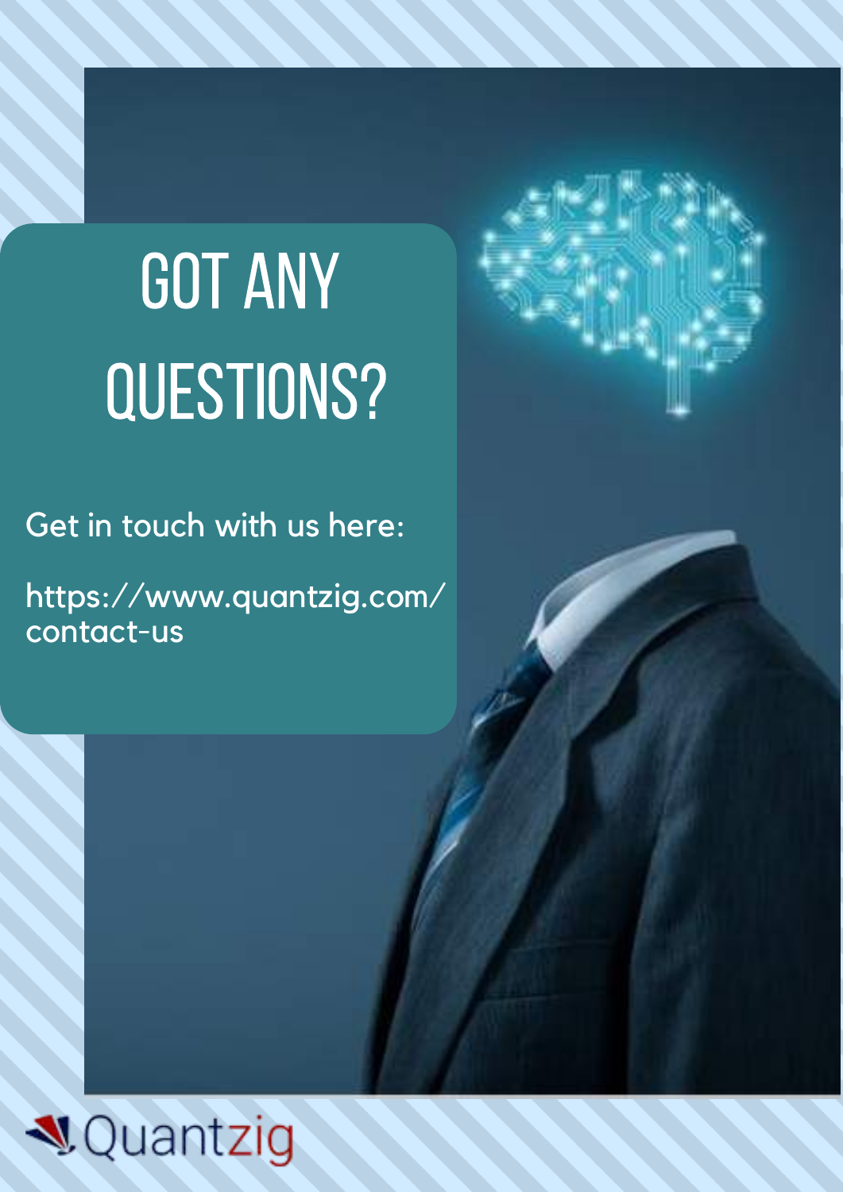# GOT ANY QUESTIONS?

Get in touch with us here:

https://www.quantzig.com/contact-us

Quantzig